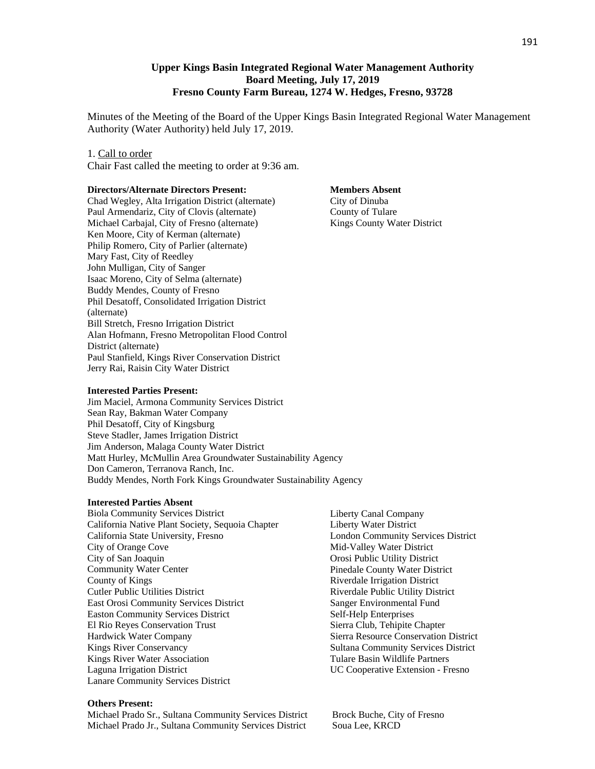**Upper Kings Basin Integrated Regional Water Management Authority**
**Board Meeting, July 17, 2019**
**Fresno County Farm Bureau, 1274 W. Hedges, Fresno, 93728**

Minutes of the Meeting of the Board of the Upper Kings Basin Integrated Regional Water Management Authority (Water Authority) held July 17, 2019.

1. Call to order

Chair Fast called the meeting to order at 9:36 am.

**Directors/Alternate Directors Present:**

Chad Wegley, Alta Irrigation District (alternate)
Paul Armendariz, City of Clovis (alternate)
Michael Carbajal, City of Fresno (alternate)
Ken Moore, City of Kerman (alternate)
Philip Romero, City of Parlier (alternate)
Mary Fast, City of Reedley
John Mulligan, City of Sanger
Isaac Moreno, City of Selma (alternate)
Buddy Mendes, County of Fresno
Phil Desatoff, Consolidated Irrigation District (alternate)
Bill Stretch, Fresno Irrigation District
Alan Hofmann, Fresno Metropolitan Flood Control District (alternate)
Paul Stanfield, Kings River Conservation District
Jerry Rai, Raisin City Water District

**Members Absent**

City of Dinuba
County of Tulare
Kings County Water District

**Interested Parties Present:**

Jim Maciel, Armona Community Services District
Sean Ray, Bakman Water Company
Phil Desatoff, City of Kingsburg
Steve Stadler, James Irrigation District
Jim Anderson, Malaga County Water District
Matt Hurley, McMullin Area Groundwater Sustainability Agency
Don Cameron, Terranova Ranch, Inc.
Buddy Mendes, North Fork Kings Groundwater Sustainability Agency

**Interested Parties Absent**

Biola Community Services District
California Native Plant Society, Sequoia Chapter
California State University, Fresno
City of Orange Cove
City of San Joaquin
Community Water Center
County of Kings
Cutler Public Utilities District
East Orosi Community Services District
Easton Community Services District
El Rio Reyes Conservation Trust
Hardwick Water Company
Kings River Conservancy
Kings River Water Association
Laguna Irrigation District
Lanare Community Services District
Liberty Canal Company
Liberty Water District
London Community Services District
Mid-Valley Water District
Orosi Public Utility District
Pinedale County Water District
Riverdale Irrigation District
Riverdale Public Utility District
Sanger Environmental Fund
Self-Help Enterprises
Sierra Club, Tehipite Chapter
Sierra Resource Conservation District
Sultana Community Services District
Tulare Basin Wildlife Partners
UC Cooperative Extension - Fresno

**Others Present:**

Michael Prado Sr., Sultana Community Services District
Michael Prado Jr., Sultana Community Services District
Brock Buche, City of Fresno
Soua Lee, KRCD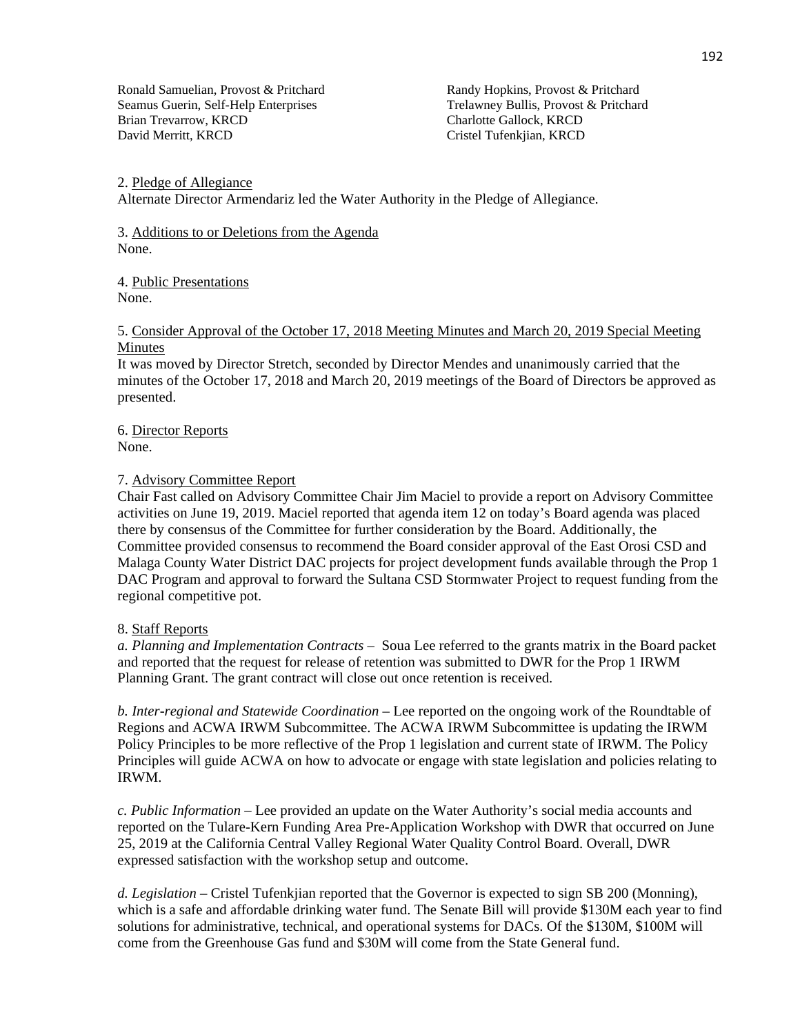Ronald Samuelian, Provost & Pritchard
Seamus Guerin, Self-Help Enterprises
Brian Trevarrow, KRCD
David Merritt, KRCD

Randy Hopkins, Provost & Pritchard
Trelawney Bullis, Provost & Pritchard
Charlotte Gallock, KRCD
Cristel Tufenkjian, KRCD

2. Pledge of Allegiance
Alternate Director Armendariz led the Water Authority in the Pledge of Allegiance.

3. Additions to or Deletions from the Agenda
None.

4. Public Presentations
None.

5. Consider Approval of the October 17, 2018 Meeting Minutes and March 20, 2019 Special Meeting Minutes
It was moved by Director Stretch, seconded by Director Mendes and unanimously carried that the minutes of the October 17, 2018 and March 20, 2019 meetings of the Board of Directors be approved as presented.

6. Director Reports
None.

7. Advisory Committee Report
Chair Fast called on Advisory Committee Chair Jim Maciel to provide a report on Advisory Committee activities on June 19, 2019. Maciel reported that agenda item 12 on today's Board agenda was placed there by consensus of the Committee for further consideration by the Board. Additionally, the Committee provided consensus to recommend the Board consider approval of the East Orosi CSD and Malaga County Water District DAC projects for project development funds available through the Prop 1 DAC Program and approval to forward the Sultana CSD Stormwater Project to request funding from the regional competitive pot.

8. Staff Reports
*a. Planning and Implementation Contracts* – Soua Lee referred to the grants matrix in the Board packet and reported that the request for release of retention was submitted to DWR for the Prop 1 IRWM Planning Grant. The grant contract will close out once retention is received.

*b. Inter-regional and Statewide Coordination* – Lee reported on the ongoing work of the Roundtable of Regions and ACWA IRWM Subcommittee. The ACWA IRWM Subcommittee is updating the IRWM Policy Principles to be more reflective of the Prop 1 legislation and current state of IRWM. The Policy Principles will guide ACWA on how to advocate or engage with state legislation and policies relating to IRWM.

*c. Public Information* – Lee provided an update on the Water Authority's social media accounts and reported on the Tulare-Kern Funding Area Pre-Application Workshop with DWR that occurred on June 25, 2019 at the California Central Valley Regional Water Quality Control Board. Overall, DWR expressed satisfaction with the workshop setup and outcome.

*d. Legislation* – Cristel Tufenkjian reported that the Governor is expected to sign SB 200 (Monning), which is a safe and affordable drinking water fund. The Senate Bill will provide $130M each year to find solutions for administrative, technical, and operational systems for DACs. Of the $130M, $100M will come from the Greenhouse Gas fund and $30M will come from the State General fund.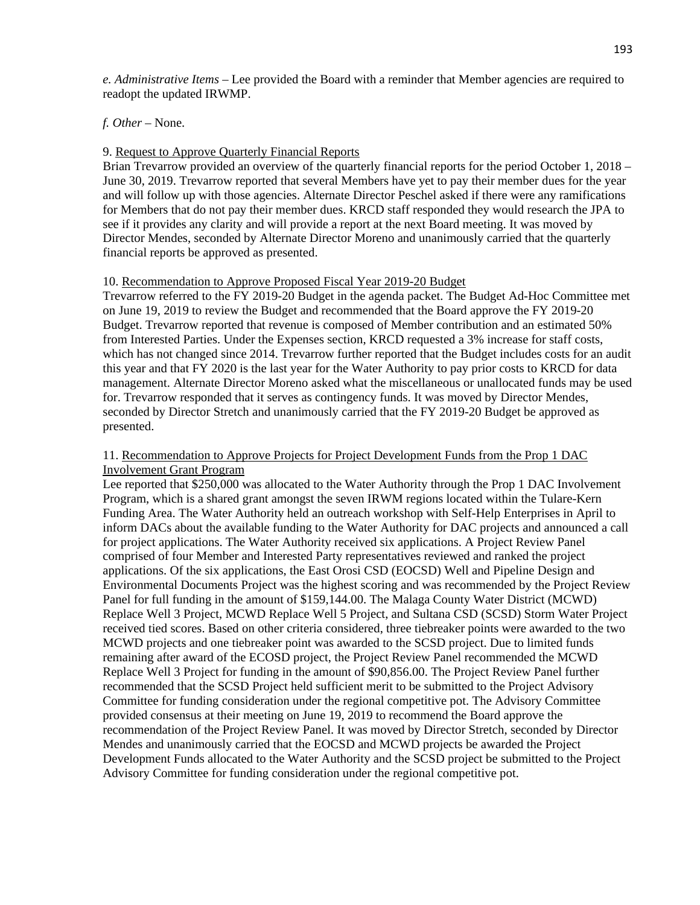*e. Administrative Items* – Lee provided the Board with a reminder that Member agencies are required to readopt the updated IRWMP.

*f. Other* – None.

9. Request to Approve Quarterly Financial Reports

Brian Trevarrow provided an overview of the quarterly financial reports for the period October 1, 2018 – June 30, 2019. Trevarrow reported that several Members have yet to pay their member dues for the year and will follow up with those agencies. Alternate Director Peschel asked if there were any ramifications for Members that do not pay their member dues. KRCD staff responded they would research the JPA to see if it provides any clarity and will provide a report at the next Board meeting. It was moved by Director Mendes, seconded by Alternate Director Moreno and unanimously carried that the quarterly financial reports be approved as presented.

10. Recommendation to Approve Proposed Fiscal Year 2019-20 Budget

Trevarrow referred to the FY 2019-20 Budget in the agenda packet. The Budget Ad-Hoc Committee met on June 19, 2019 to review the Budget and recommended that the Board approve the FY 2019-20 Budget. Trevarrow reported that revenue is composed of Member contribution and an estimated 50% from Interested Parties. Under the Expenses section, KRCD requested a 3% increase for staff costs, which has not changed since 2014. Trevarrow further reported that the Budget includes costs for an audit this year and that FY 2020 is the last year for the Water Authority to pay prior costs to KRCD for data management. Alternate Director Moreno asked what the miscellaneous or unallocated funds may be used for. Trevarrow responded that it serves as contingency funds. It was moved by Director Mendes, seconded by Director Stretch and unanimously carried that the FY 2019-20 Budget be approved as presented.

11. Recommendation to Approve Projects for Project Development Funds from the Prop 1 DAC Involvement Grant Program

Lee reported that $250,000 was allocated to the Water Authority through the Prop 1 DAC Involvement Program, which is a shared grant amongst the seven IRWM regions located within the Tulare-Kern Funding Area. The Water Authority held an outreach workshop with Self-Help Enterprises in April to inform DACs about the available funding to the Water Authority for DAC projects and announced a call for project applications. The Water Authority received six applications. A Project Review Panel comprised of four Member and Interested Party representatives reviewed and ranked the project applications. Of the six applications, the East Orosi CSD (EOCSD) Well and Pipeline Design and Environmental Documents Project was the highest scoring and was recommended by the Project Review Panel for full funding in the amount of $159,144.00. The Malaga County Water District (MCWD) Replace Well 3 Project, MCWD Replace Well 5 Project, and Sultana CSD (SCSD) Storm Water Project received tied scores. Based on other criteria considered, three tiebreaker points were awarded to the two MCWD projects and one tiebreaker point was awarded to the SCSD project. Due to limited funds remaining after award of the ECOSD project, the Project Review Panel recommended the MCWD Replace Well 3 Project for funding in the amount of $90,856.00. The Project Review Panel further recommended that the SCSD Project held sufficient merit to be submitted to the Project Advisory Committee for funding consideration under the regional competitive pot. The Advisory Committee provided consensus at their meeting on June 19, 2019 to recommend the Board approve the recommendation of the Project Review Panel. It was moved by Director Stretch, seconded by Director Mendes and unanimously carried that the EOCSD and MCWD projects be awarded the Project Development Funds allocated to the Water Authority and the SCSD project be submitted to the Project Advisory Committee for funding consideration under the regional competitive pot.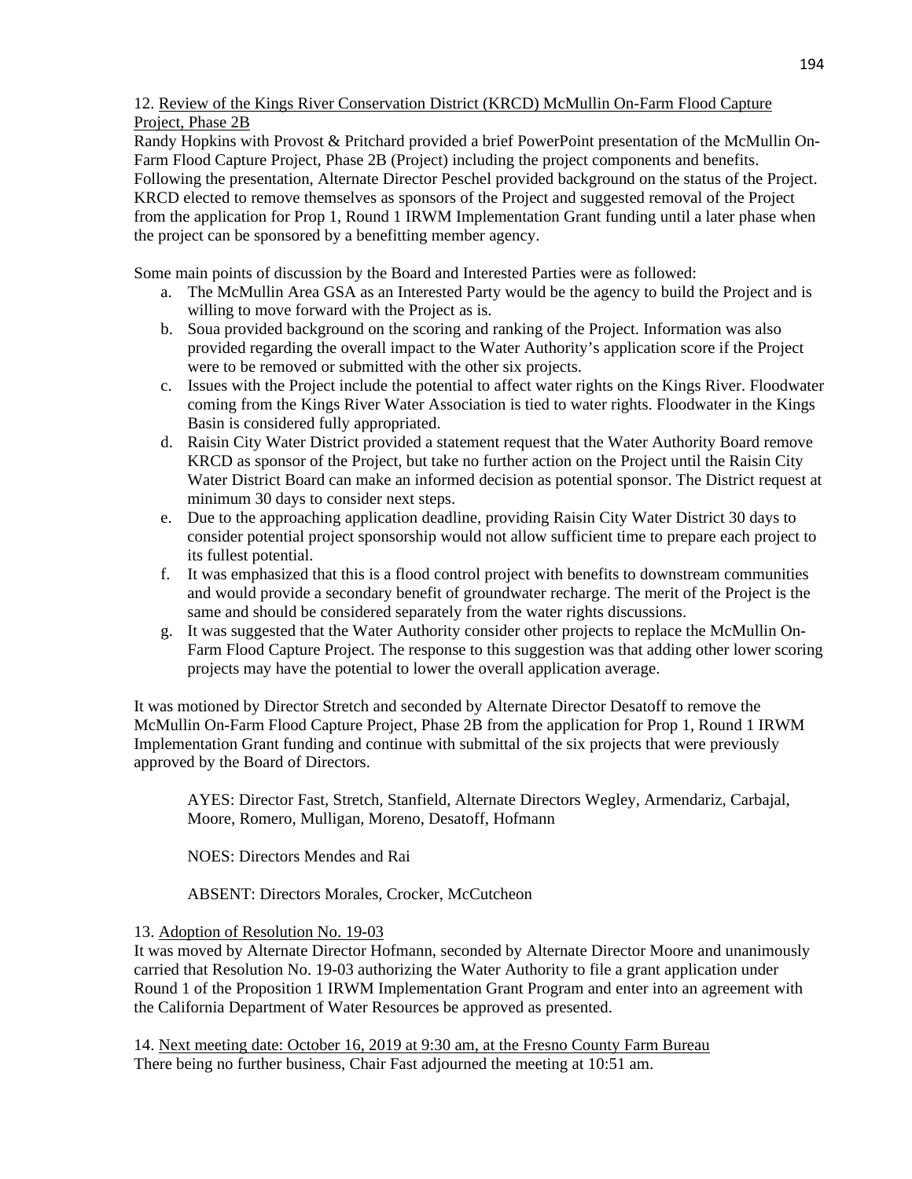12. Review of the Kings River Conservation District (KRCD) McMullin On-Farm Flood Capture Project, Phase 2B

Randy Hopkins with Provost & Pritchard provided a brief PowerPoint presentation of the McMullin On-Farm Flood Capture Project, Phase 2B (Project) including the project components and benefits. Following the presentation, Alternate Director Peschel provided background on the status of the Project. KRCD elected to remove themselves as sponsors of the Project and suggested removal of the Project from the application for Prop 1, Round 1 IRWM Implementation Grant funding until a later phase when the project can be sponsored by a benefitting member agency.

Some main points of discussion by the Board and Interested Parties were as followed:

a. The McMullin Area GSA as an Interested Party would be the agency to build the Project and is willing to move forward with the Project as is.
b. Soua provided background on the scoring and ranking of the Project. Information was also provided regarding the overall impact to the Water Authority's application score if the Project were to be removed or submitted with the other six projects.
c. Issues with the Project include the potential to affect water rights on the Kings River. Floodwater coming from the Kings River Water Association is tied to water rights. Floodwater in the Kings Basin is considered fully appropriated.
d. Raisin City Water District provided a statement request that the Water Authority Board remove KRCD as sponsor of the Project, but take no further action on the Project until the Raisin City Water District Board can make an informed decision as potential sponsor. The District request at minimum 30 days to consider next steps.
e. Due to the approaching application deadline, providing Raisin City Water District 30 days to consider potential project sponsorship would not allow sufficient time to prepare each project to its fullest potential.
f. It was emphasized that this is a flood control project with benefits to downstream communities and would provide a secondary benefit of groundwater recharge. The merit of the Project is the same and should be considered separately from the water rights discussions.
g. It was suggested that the Water Authority consider other projects to replace the McMullin On-Farm Flood Capture Project. The response to this suggestion was that adding other lower scoring projects may have the potential to lower the overall application average.

It was motioned by Director Stretch and seconded by Alternate Director Desatoff to remove the McMullin On-Farm Flood Capture Project, Phase 2B from the application for Prop 1, Round 1 IRWM Implementation Grant funding and continue with submittal of the six projects that were previously approved by the Board of Directors.

AYES: Director Fast, Stretch, Stanfield, Alternate Directors Wegley, Armendariz, Carbajal, Moore, Romero, Mulligan, Moreno, Desatoff, Hofmann

NOES: Directors Mendes and Rai

ABSENT: Directors Morales, Crocker, McCutcheon

13. Adoption of Resolution No. 19-03

It was moved by Alternate Director Hofmann, seconded by Alternate Director Moore and unanimously carried that Resolution No. 19-03 authorizing the Water Authority to file a grant application under Round 1 of the Proposition 1 IRWM Implementation Grant Program and enter into an agreement with the California Department of Water Resources be approved as presented.

14. Next meeting date: October 16, 2019 at 9:30 am, at the Fresno County Farm Bureau

There being no further business, Chair Fast adjourned the meeting at 10:51 am.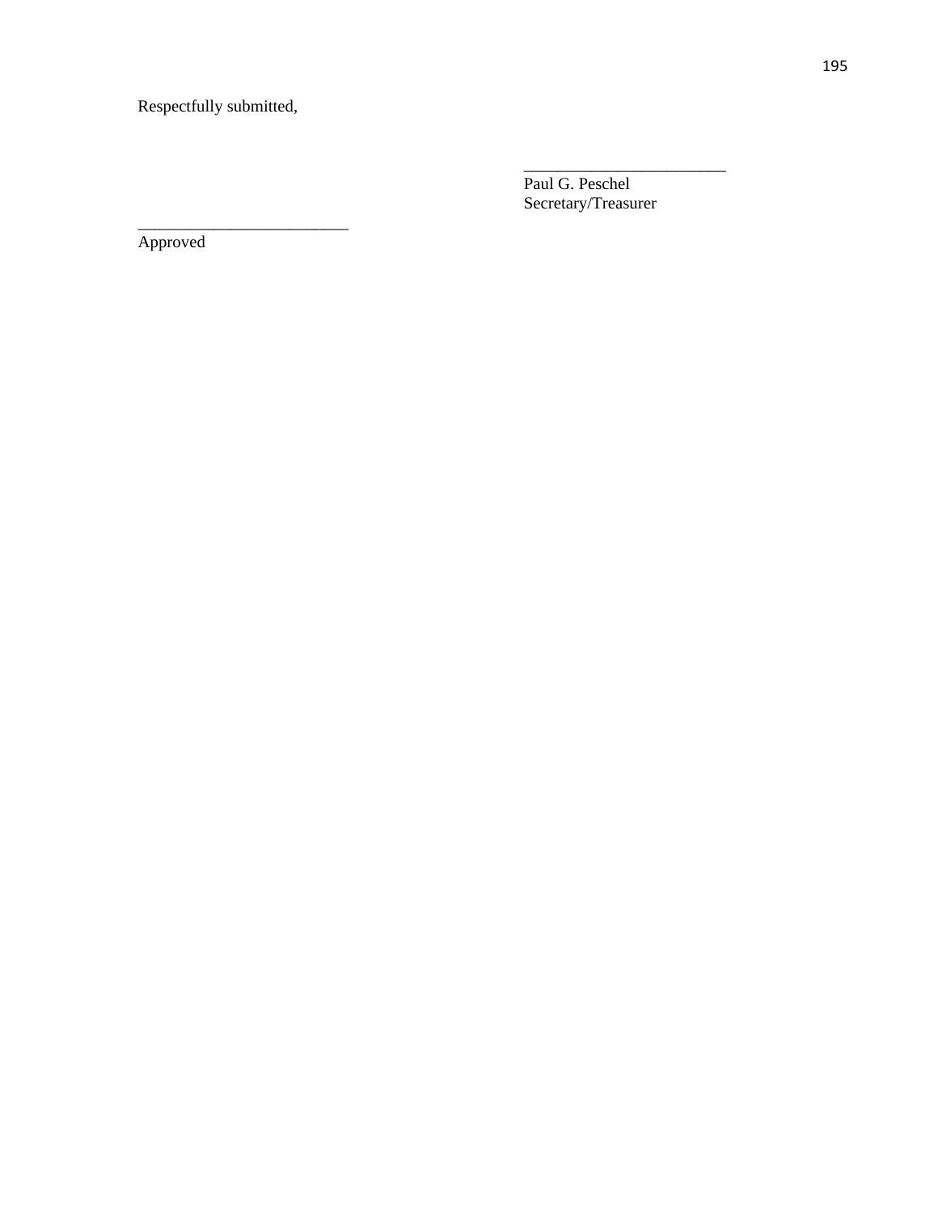Respectfully submitted,

________________________
Paul G. Peschel
Secretary/Treasurer

_________________________
Approved